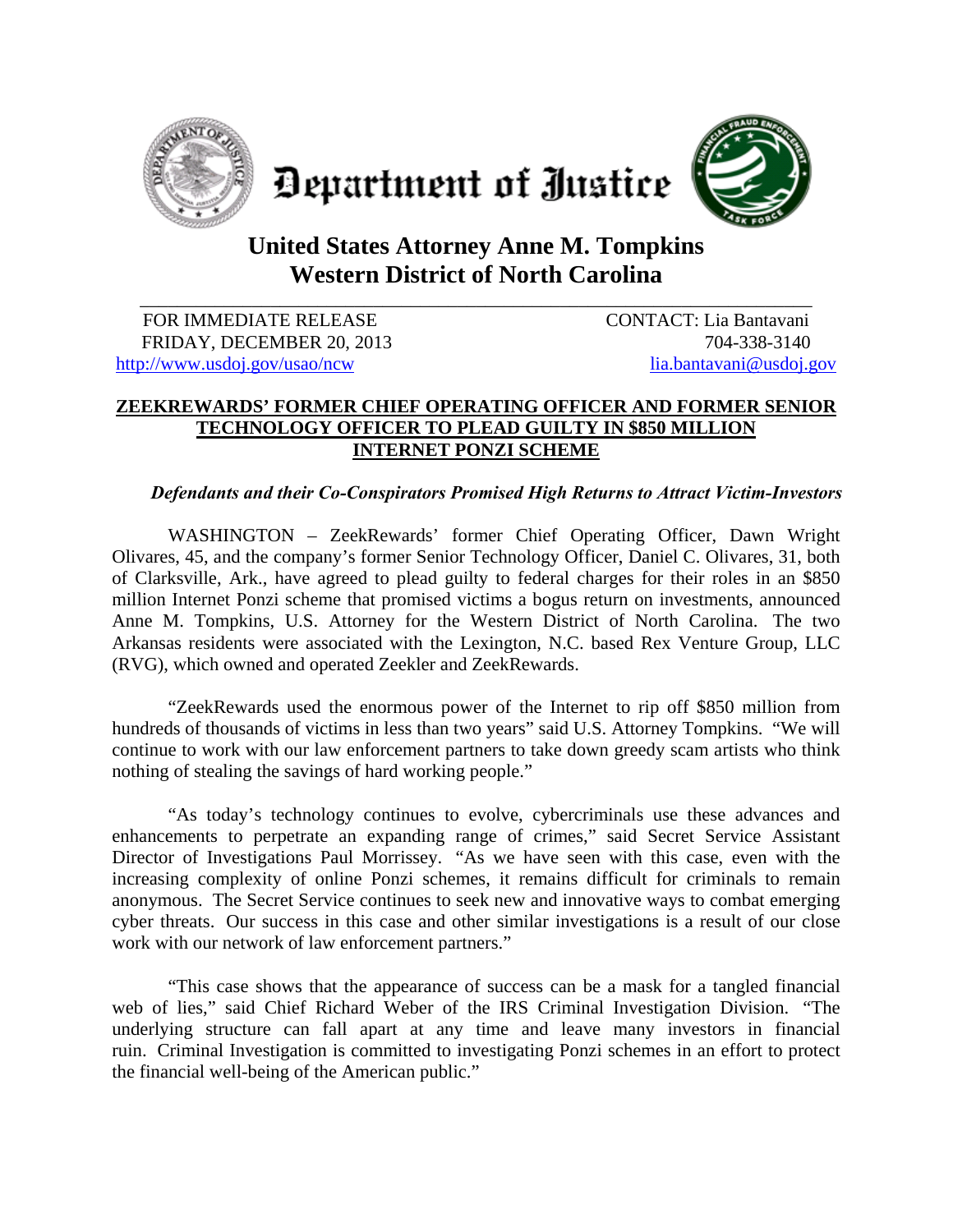# Department of Justice

## United States Attorney Anne M. Tompkins
## Western District of North Carolina

FOR IMMEDIATE RELEASE
FRIDAY, DECEMBER 20, 2013
http://www.usdoj.gov/usao/ncw

CONTACT: Lia Bantavani
704-338-3140
lia.bantavani@usdoj.gov

**ZEEKREWARDS' FORMER CHIEF OPERATING OFFICER AND FORMER SENIOR TECHNOLOGY OFFICER TO PLEAD GUILTY IN $850 MILLION INTERNET PONZI SCHEME**

***Defendants and their Co-Conspirators Promised High Returns to Attract Victim-Investors***

WASHINGTON – ZeekRewards' former Chief Operating Officer, Dawn Wright Olivares, 45, and the company's former Senior Technology Officer, Daniel C. Olivares, 31, both of Clarksville, Ark., have agreed to plead guilty to federal charges for their roles in an $850 million Internet Ponzi scheme that promised victims a bogus return on investments, announced Anne M. Tompkins, U.S. Attorney for the Western District of North Carolina. The two Arkansas residents were associated with the Lexington, N.C. based Rex Venture Group, LLC (RVG), which owned and operated Zeekler and ZeekRewards.

"ZeekRewards used the enormous power of the Internet to rip off $850 million from hundreds of thousands of victims in less than two years" said U.S. Attorney Tompkins. "We will continue to work with our law enforcement partners to take down greedy scam artists who think nothing of stealing the savings of hard working people."

"As today's technology continues to evolve, cybercriminals use these advances and enhancements to perpetrate an expanding range of crimes," said Secret Service Assistant Director of Investigations Paul Morrissey. "As we have seen with this case, even with the increasing complexity of online Ponzi schemes, it remains difficult for criminals to remain anonymous. The Secret Service continues to seek new and innovative ways to combat emerging cyber threats. Our success in this case and other similar investigations is a result of our close work with our network of law enforcement partners."

"This case shows that the appearance of success can be a mask for a tangled financial web of lies," said Chief Richard Weber of the IRS Criminal Investigation Division. "The underlying structure can fall apart at any time and leave many investors in financial ruin. Criminal Investigation is committed to investigating Ponzi schemes in an effort to protect the financial well-being of the American public."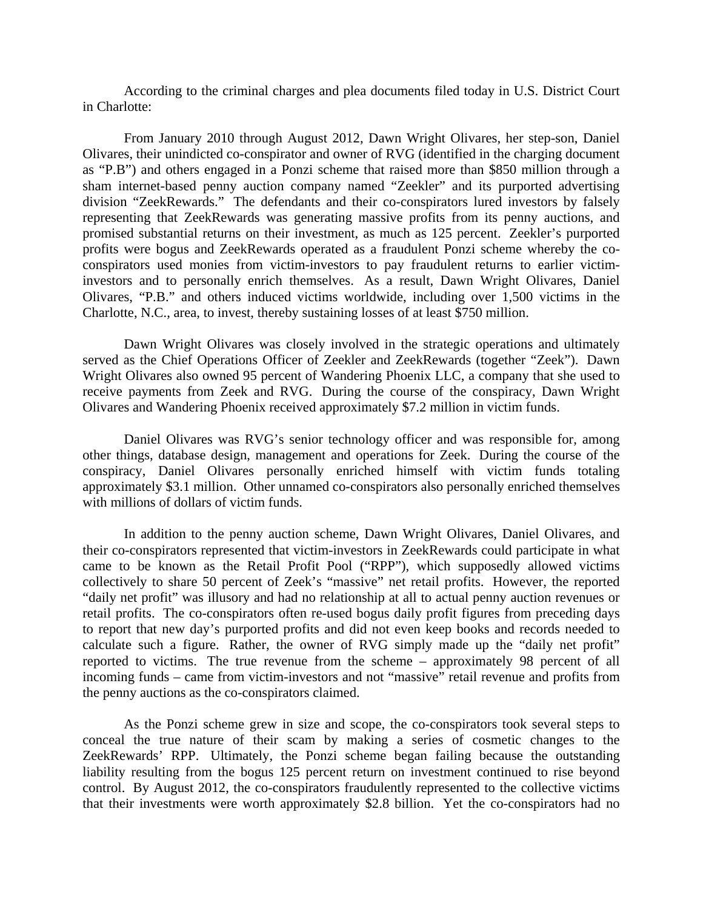According to the criminal charges and plea documents filed today in U.S. District Court in Charlotte:

From January 2010 through August 2012, Dawn Wright Olivares, her step-son, Daniel Olivares, their unindicted co-conspirator and owner of RVG (identified in the charging document as "P.B") and others engaged in a Ponzi scheme that raised more than $850 million through a sham internet-based penny auction company named "Zeekler" and its purported advertising division "ZeekRewards." The defendants and their co-conspirators lured investors by falsely representing that ZeekRewards was generating massive profits from its penny auctions, and promised substantial returns on their investment, as much as 125 percent. Zeekler's purported profits were bogus and ZeekRewards operated as a fraudulent Ponzi scheme whereby the co-conspirators used monies from victim-investors to pay fraudulent returns to earlier victim-investors and to personally enrich themselves. As a result, Dawn Wright Olivares, Daniel Olivares, "P.B." and others induced victims worldwide, including over 1,500 victims in the Charlotte, N.C., area, to invest, thereby sustaining losses of at least $750 million.

Dawn Wright Olivares was closely involved in the strategic operations and ultimately served as the Chief Operations Officer of Zeekler and ZeekRewards (together "Zeek"). Dawn Wright Olivares also owned 95 percent of Wandering Phoenix LLC, a company that she used to receive payments from Zeek and RVG. During the course of the conspiracy, Dawn Wright Olivares and Wandering Phoenix received approximately $7.2 million in victim funds.

Daniel Olivares was RVG's senior technology officer and was responsible for, among other things, database design, management and operations for Zeek. During the course of the conspiracy, Daniel Olivares personally enriched himself with victim funds totaling approximately $3.1 million. Other unnamed co-conspirators also personally enriched themselves with millions of dollars of victim funds.

In addition to the penny auction scheme, Dawn Wright Olivares, Daniel Olivares, and their co-conspirators represented that victim-investors in ZeekRewards could participate in what came to be known as the Retail Profit Pool ("RPP"), which supposedly allowed victims collectively to share 50 percent of Zeek's "massive" net retail profits. However, the reported "daily net profit" was illusory and had no relationship at all to actual penny auction revenues or retail profits. The co-conspirators often re-used bogus daily profit figures from preceding days to report that new day's purported profits and did not even keep books and records needed to calculate such a figure. Rather, the owner of RVG simply made up the "daily net profit" reported to victims. The true revenue from the scheme – approximately 98 percent of all incoming funds – came from victim-investors and not "massive" retail revenue and profits from the penny auctions as the co-conspirators claimed.

As the Ponzi scheme grew in size and scope, the co-conspirators took several steps to conceal the true nature of their scam by making a series of cosmetic changes to the ZeekRewards' RPP. Ultimately, the Ponzi scheme began failing because the outstanding liability resulting from the bogus 125 percent return on investment continued to rise beyond control. By August 2012, the co-conspirators fraudulently represented to the collective victims that their investments were worth approximately $2.8 billion. Yet the co-conspirators had no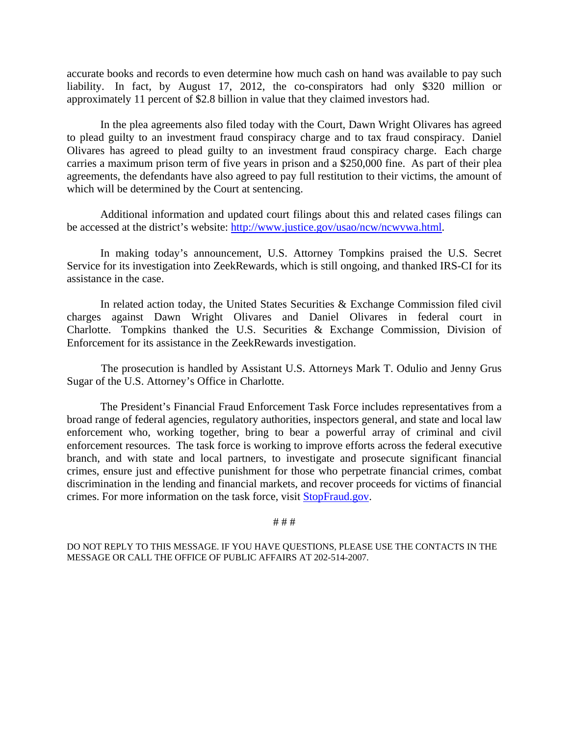accurate books and records to even determine how much cash on hand was available to pay such liability. In fact, by August 17, 2012, the co-conspirators had only $320 million or approximately 11 percent of $2.8 billion in value that they claimed investors had.

In the plea agreements also filed today with the Court, Dawn Wright Olivares has agreed to plead guilty to an investment fraud conspiracy charge and to tax fraud conspiracy. Daniel Olivares has agreed to plead guilty to an investment fraud conspiracy charge. Each charge carries a maximum prison term of five years in prison and a $250,000 fine. As part of their plea agreements, the defendants have also agreed to pay full restitution to their victims, the amount of which will be determined by the Court at sentencing.

Additional information and updated court filings about this and related cases filings can be accessed at the district's website: [http://www.justice.gov/usao/ncw/ncwvwa.html](http://www.justice.gov/usao/ncw/ncwvwa.html).

In making today's announcement, U.S. Attorney Tompkins praised the U.S. Secret Service for its investigation into ZeekRewards, which is still ongoing, and thanked IRS-CI for its assistance in the case.

In related action today, the United States Securities & Exchange Commission filed civil charges against Dawn Wright Olivares and Daniel Olivares in federal court in Charlotte. Tompkins thanked the U.S. Securities & Exchange Commission, Division of Enforcement for its assistance in the ZeekRewards investigation.

The prosecution is handled by Assistant U.S. Attorneys Mark T. Odulio and Jenny Grus Sugar of the U.S. Attorney's Office in Charlotte.

The President's Financial Fraud Enforcement Task Force includes representatives from a broad range of federal agencies, regulatory authorities, inspectors general, and state and local law enforcement who, working together, bring to bear a powerful array of criminal and civil enforcement resources. The task force is working to improve efforts across the federal executive branch, and with state and local partners, to investigate and prosecute significant financial crimes, ensure just and effective punishment for those who perpetrate financial crimes, combat discrimination in the lending and financial markets, and recover proceeds for victims of financial crimes. For more information on the task force, visit [StopFraud.gov](StopFraud.gov).

# # #

DO NOT REPLY TO THIS MESSAGE. IF YOU HAVE QUESTIONS, PLEASE USE THE CONTACTS IN THE MESSAGE OR CALL THE OFFICE OF PUBLIC AFFAIRS AT 202-514-2007.